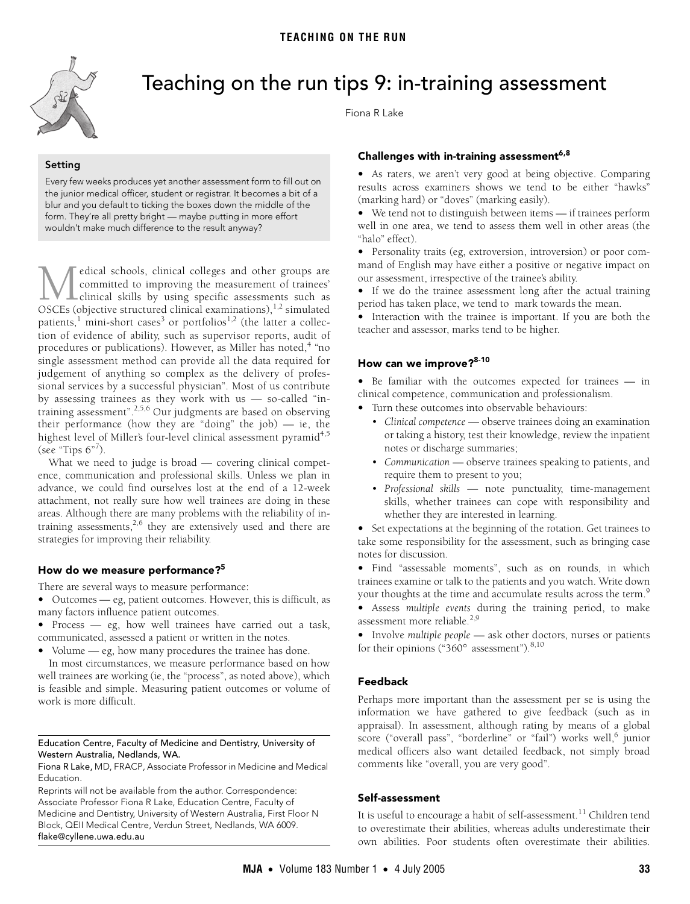# Teaching on the run tips 9: in-training assessment

Fiona R Lake

## Setting

Every few weeks produces yet another assessment form to fill out on the junior medical officer, student or registrar. It becomes a bit of a blur and you default to ticking the boxes down the middle of the form. They're all pretty bright — maybe putting in more effort wouldn't make much difference to the result anyway?

Medical schools, clinical colleges and other groups are committed to improving the measurement of trainees' clinical skills by using specific assessments such as OSCEs (objective structured clinical examinations),[1,2] simulated patients,[1] mini-short cases[3] or portfolios[1,2] (the latter a collection of evidence of ability, such as supervisor reports, audit of procedures or publications). However, as Miller has noted,[4] "no single assessment method can provide all the data required for judgement of anything so complex as the delivery of professional services by a successful physician". Most of us contribute by assessing trainees as they work with us — so-called "in-training assessment".[2,5,6] Our judgments are based on observing their performance (how they are "doing" the job) — ie, the highest level of Miller's four-level clinical assessment pyramid[4,5] (see "Tips 6"[7]).

What we need to judge is broad — covering clinical competence, communication and professional skills. Unless we plan in advance, we could find ourselves lost at the end of a 12-week attachment, not really sure how well trainees are doing in these areas. Although there are many problems with the reliability of in-training assessments,[2,6] they are extensively used and there are strategies for improving their reliability.

## How do we measure performance?[5]

There are several ways to measure performance:

- Outcomes — eg, patient outcomes. However, this is difficult, as many factors influence patient outcomes.
- Process — eg, how well trainees have carried out a task, communicated, assessed a patient or written in the notes.
- Volume — eg, how many procedures the trainee has done.

In most circumstances, we measure performance based on how well trainees are working (ie, the "process", as noted above), which is feasible and simple. Measuring patient outcomes or volume of work is more difficult.

Education Centre, Faculty of Medicine and Dentistry, University of Western Australia, Nedlands, WA.

Fiona R Lake, MD, FRACP, Associate Professor in Medicine and Medical Education.

Reprints will not be available from the author. Correspondence: Associate Professor Fiona R Lake, Education Centre, Faculty of Medicine and Dentistry, University of Western Australia, First Floor N Block, QEII Medical Centre, Verdun Street, Nedlands, WA 6009. flake@cyllene.uwa.edu.au

## Challenges with in-training assessment[6,8]

- As raters, we aren't very good at being objective. Comparing results across examiners shows we tend to be either "hawks" (marking hard) or "doves" (marking easily).
- We tend not to distinguish between items — if trainees perform well in one area, we tend to assess them well in other areas (the "halo" effect).
- Personality traits (eg, extroversion, introversion) or poor command of English may have either a positive or negative impact on our assessment, irrespective of the trainee's ability.
- If we do the trainee assessment long after the actual training period has taken place, we tend to mark towards the mean.
- Interaction with the trainee is important. If you are both the teacher and assessor, marks tend to be higher.

## How can we improve?[8-10]

- Be familiar with the outcomes expected for trainees — in clinical competence, communication and professionalism.
- Turn these outcomes into observable behaviours:
  - *Clinical competence* — observe trainees doing an examination or taking a history, test their knowledge, review the inpatient notes or discharge summaries;
  - *Communication* — observe trainees speaking to patients, and require them to present to you;
  - *Professional skills* — note punctuality, time-management skills, whether trainees can cope with responsibility and whether they are interested in learning.
- Set expectations at the beginning of the rotation. Get trainees to take some responsibility for the assessment, such as bringing case notes for discussion.
- Find "assessable moments", such as on rounds, in which trainees examine or talk to the patients and you watch. Write down your thoughts at the time and accumulate results across the term.[9]
- Assess *multiple events* during the training period, to make assessment more reliable.[2,9]
- Involve *multiple people* — ask other doctors, nurses or patients for their opinions ("360° assessment").[8,10]

## Feedback

Perhaps more important than the assessment per se is using the information we have gathered to give feedback (such as in appraisal). In assessment, although rating by means of a global score ("overall pass", "borderline" or "fail") works well,[6] junior medical officers also want detailed feedback, not simply broad comments like "overall, you are very good".

## Self-assessment

It is useful to encourage a habit of self-assessment.[11] Children tend to overestimate their abilities, whereas adults underestimate their own abilities. Poor students often overestimate their abilities.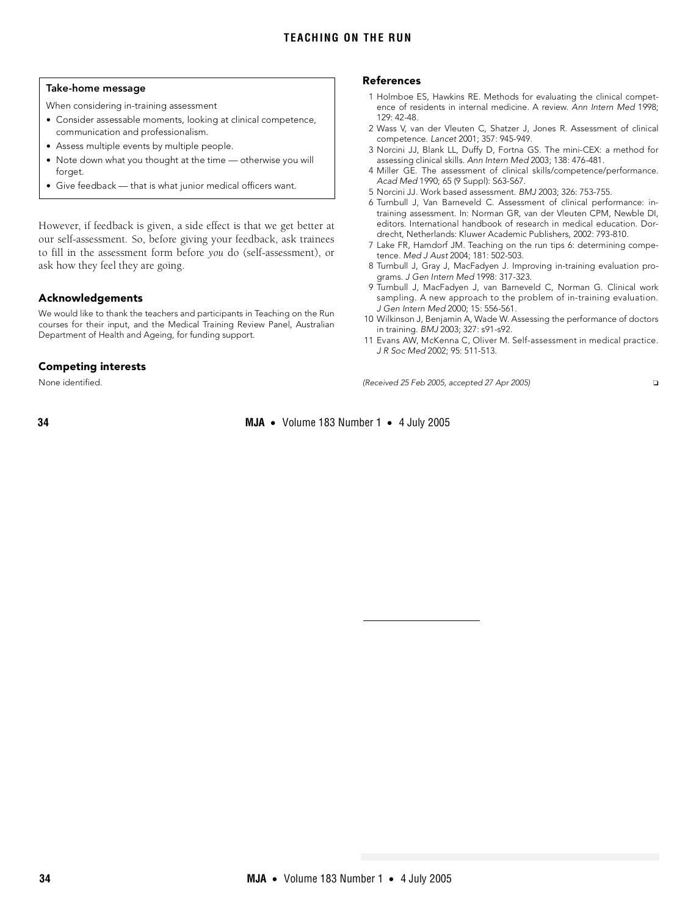### Take-home message

When considering in-training assessment

- Consider assessable moments, looking at clinical competence, communication and professionalism.
- Assess multiple events by multiple people.
- Note down what you thought at the time — otherwise you will forget.
- Give feedback — that is what junior medical officers want.

However, if feedback is given, a side effect is that we get better at our self-assessment. So, before giving your feedback, ask trainees to fill in the assessment form before *you* do (self-assessment), or ask how they feel they are going.

## Acknowledgements

We would like to thank the teachers and participants in Teaching on the Run courses for their input, and the Medical Training Review Panel, Australian Department of Health and Ageing, for funding support.

## Competing interests

None identified.

## References

1. Holmboe ES, Hawkins RE. Methods for evaluating the clinical competence of residents in internal medicine. A review. *Ann Intern Med* 1998; 129: 42-48.
2. Wass V, van der Vleuten C, Shatzer J, Jones R. Assessment of clinical competence. *Lancet* 2001; 357: 945-949.
3. Norcini JJ, Blank LL, Duffy D, Fortna GS. The mini-CEX: a method for assessing clinical skills. *Ann Intern Med* 2003; 138: 476-481.
4. Miller GE. The assessment of clinical skills/competence/performance. *Acad Med* 1990; 65 (9 Suppl): S63-S67.
5. Norcini JJ. Work based assessment. *BMJ* 2003; 326: 753-755.
6. Turnbull J, Van Barneveld C. Assessment of clinical performance: in-training assessment. In: Norman GR, van der Vleuten CPM, Newble DI, editors. International handbook of research in medical education. Dordrecht, Netherlands: Kluwer Academic Publishers, 2002: 793-810.
7. Lake FR, Hamdorf JM. Teaching on the run tips 6: determining competence. *Med J Aust* 2004; 181: 502-503.
8. Turnbull J, Gray J, MacFadyen J. Improving in-training evaluation programs. *J Gen Intern Med* 1998: 317-323.
9. Turnbull J, MacFadyen J, van Barneveld C, Norman G. Clinical work sampling. A new approach to the problem of in-training evaluation. *J Gen Intern Med* 2000; 15: 556-561.
10. Wilkinson J, Benjamin A, Wade W. Assessing the performance of doctors in training. *BMJ* 2003; 327: s91-s92.
11. Evans AW, McKenna C, Oliver M. Self-assessment in medical practice. *J R Soc Med* 2002; 95: 511-513.

*(Received 25 Feb 2005, accepted 27 Apr 2005)*